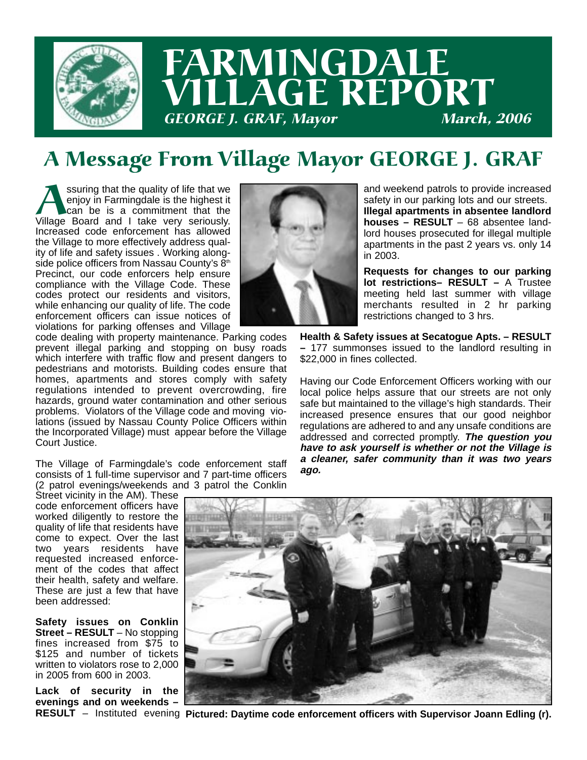# FARMINGDALE VILLAGE REPORT

*GEORGE J. GRAF, Mayor* *March, 2006*

## A Message From Village Mayor GEORGE J. GRAF

Assuring that the quality of life that we enjoy in Farmingdale is the highest it can be is a commitment that the Village Board and I take very seriously. Increased code enforcement has allowed the Village to more effectively address quality of life and safety issues . Working alongside police officers from Nassau County's 8th Precinct, our code enforcers help ensure compliance with the Village Code. These codes protect our residents and visitors, while enhancing our quality of life. The code enforcement officers can issue notices of violations for parking offenses and Village code dealing with property maintenance. Parking codes prevent illegal parking and stopping on busy roads which interfere with traffic flow and present dangers to pedestrians and motorists. Building codes ensure that homes, apartments and stores comply with safety regulations intended to prevent overcrowding, fire hazards, ground water contamination and other serious problems. Violators of the Village code and moving violations (issued by Nassau County Police Officers within the Incorporated Village) must appear before the Village Court Justice.

The Village of Farmingdale's code enforcement staff consists of 1 full-time supervisor and 7 part-time officers (2 patrol evenings/weekends and 3 patrol the Conklin Street vicinity in the AM). These code enforcement officers have worked diligently to restore the quality of life that residents have come to expect. Over the last two years residents have requested increased enforcement of the codes that affect their health, safety and welfare. These are just a few that have been addressed:

**Safety issues on Conklin Street – RESULT** – No stopping fines increased from $75 to $125 and number of tickets written to violators rose to 2,000 in 2005 from 600 in 2003.

**Lack of security in the evenings and on weekends – RESULT** – Instituted evening and weekend patrols to provide increased safety in our parking lots and our streets.

**Illegal apartments in absentee landlord houses – RESULT** – 68 absentee landlord houses prosecuted for illegal multiple apartments in the past 2 years vs. only 14 in 2003.

**Requests for changes to our parking lot restrictions– RESULT –** A Trustee meeting held last summer with village merchants resulted in 2 hr parking restrictions changed to 3 hrs.

**Health & Safety issues at Secatogue Apts. – RESULT –** 177 summonses issued to the landlord resulting in $22,000 in fines collected.

Having our Code Enforcement Officers working with our local police helps assure that our streets are not only safe but maintained to the village's high standards. Their increased presence ensures that our good neighbor regulations are adhered to and any unsafe conditions are addressed and corrected promptly. ***The question you have to ask yourself is whether or not the Village is a cleaner, safer community than it was two years ago.***

**Pictured: Daytime code enforcement officers with Supervisor Joann Edling (r).**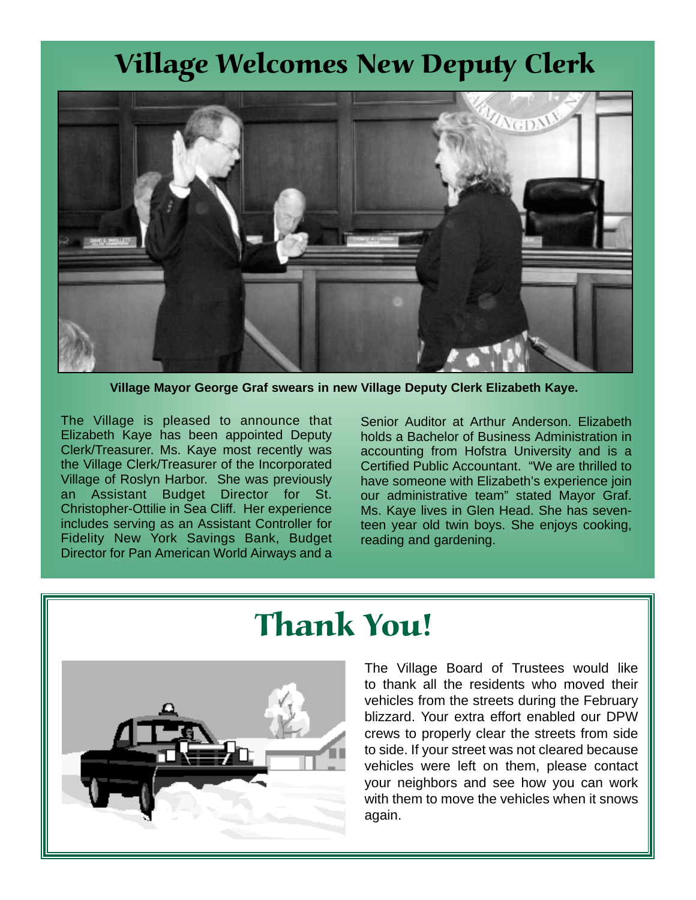# Village Welcomes New Deputy Clerk

Village Mayor George Graf swears in new Village Deputy Clerk Elizabeth Kaye.

The Village is pleased to announce that Elizabeth Kaye has been appointed Deputy Clerk/Treasurer. Ms. Kaye most recently was the Village Clerk/Treasurer of the Incorporated Village of Roslyn Harbor. She was previously an Assistant Budget Director for St. Christopher-Ottilie in Sea Cliff. Her experience includes serving as an Assistant Controller for Fidelity New York Savings Bank, Budget Director for Pan American World Airways and a Senior Auditor at Arthur Anderson. Elizabeth holds a Bachelor of Business Administration in accounting from Hofstra University and is a Certified Public Accountant. "We are thrilled to have someone with Elizabeth's experience join our administrative team" stated Mayor Graf. Ms. Kaye lives in Glen Head. She has seventeen year old twin boys. She enjoys cooking, reading and gardening.

# Thank You!

The Village Board of Trustees would like to thank all the residents who moved their vehicles from the streets during the February blizzard. Your extra effort enabled our DPW crews to properly clear the streets from side to side. If your street was not cleared because vehicles were left on them, please contact your neighbors and see how you can work with them to move the vehicles when it snows again.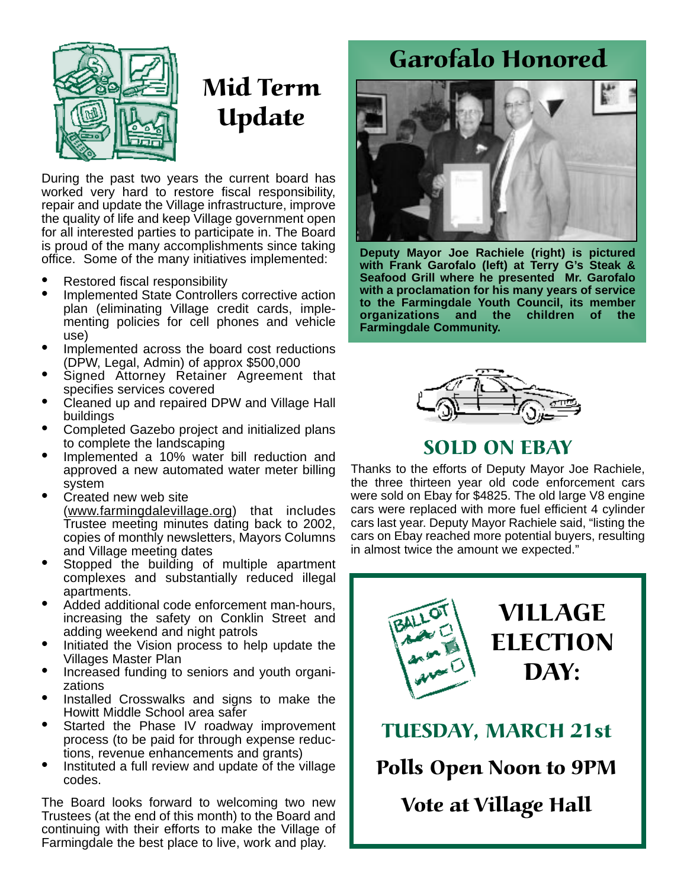# Mid Term Update

During the past two years the current board has worked very hard to restore fiscal responsibility, repair and update the Village infrastructure, improve the quality of life and keep Village government open for all interested parties to participate in. The Board is proud of the many accomplishments since taking office. Some of the many initiatives implemented:

- Restored fiscal responsibility
- Implemented State Controllers corrective action plan (eliminating Village credit cards, implementing policies for cell phones and vehicle use)
- Implemented across the board cost reductions (DPW, Legal, Admin) of approx $500,000
- Signed Attorney Retainer Agreement that specifies services covered
- Cleaned up and repaired DPW and Village Hall buildings
- Completed Gazebo project and initialized plans to complete the landscaping
- Implemented a 10% water bill reduction and approved a new automated water meter billing system
- Created new web site (www.farmingdalevillage.org) that includes Trustee meeting minutes dating back to 2002, copies of monthly newsletters, Mayors Columns and Village meeting dates
- Stopped the building of multiple apartment complexes and substantially reduced illegal apartments.
- Added additional code enforcement man-hours, increasing the safety on Conklin Street and adding weekend and night patrols
- Initiated the Vision process to help update the Villages Master Plan
- Increased funding to seniors and youth organizations
- Installed Crosswalks and signs to make the Howitt Middle School area safer
- Started the Phase IV roadway improvement process (to be paid for through expense reductions, revenue enhancements and grants)
- Instituted a full review and update of the village codes.

The Board looks forward to welcoming two new Trustees (at the end of this month) to the Board and continuing with their efforts to make the Village of Farmingdale the best place to live, work and play.

# Garofalo Honored

**Deputy Mayor Joe Rachiele (right) is pictured with Frank Garofalo (left) at Terry G's Steak & Seafood Grill where he presented Mr. Garofalo with a proclamation for his many years of service to the Farmingdale Youth Council, its member organizations and the children of the Farmingdale Community.**

# SOLD ON EBAY

Thanks to the efforts of Deputy Mayor Joe Rachiele, the three thirteen year old code enforcement cars were sold on Ebay for $4825. The old large V8 engine cars were replaced with more fuel efficient 4 cylinder cars last year. Deputy Mayor Rachiele said, "listing the cars on Ebay reached more potential buyers, resulting in almost twice the amount we expected."

# VILLAGE ELECTION DAY:

## TUESDAY, MARCH 21st

**Polls Open Noon to 9PM**

**Vote at Village Hall**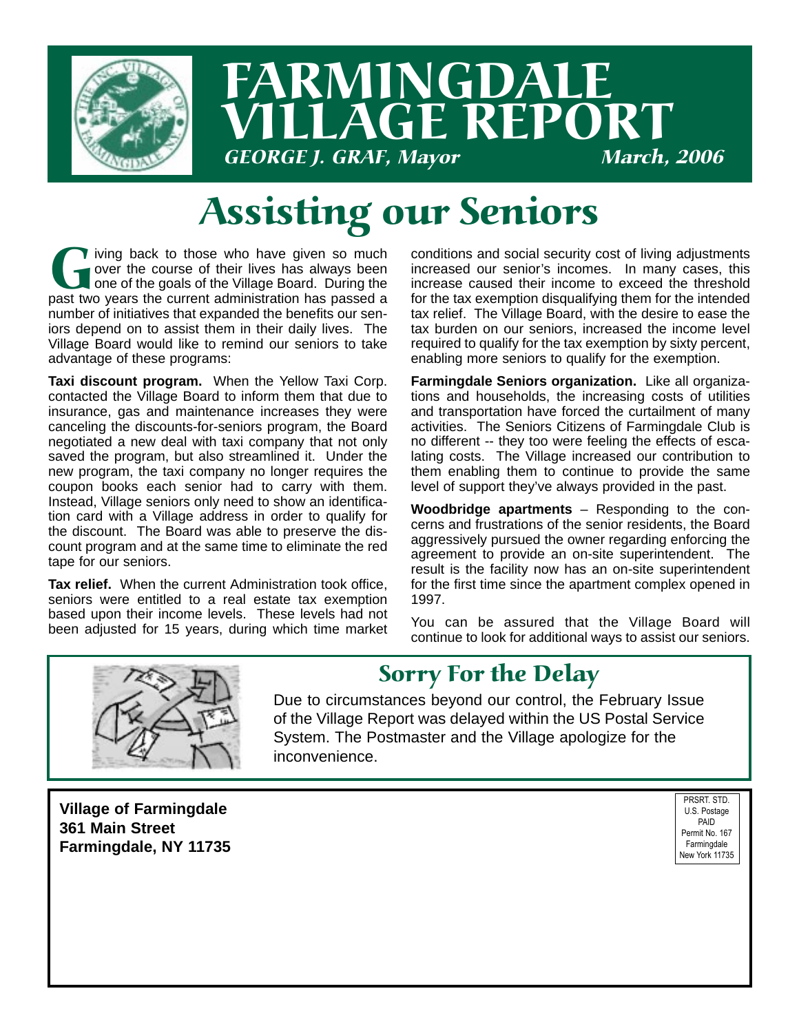# FARMINGDALE VILLAGE REPORT

*GEORGE J. GRAF, Mayor* *March, 2006*

# Assisting our Seniors

Giving back to those who have given so much over the course of their lives has always been one of the goals of the Village Board. During the past two years the current administration has passed a number of initiatives that expanded the benefits our seniors depend on to assist them in their daily lives. The Village Board would like to remind our seniors to take advantage of these programs:

**Taxi discount program.** When the Yellow Taxi Corp. contacted the Village Board to inform them that due to insurance, gas and maintenance increases they were canceling the discounts-for-seniors program, the Board negotiated a new deal with taxi company that not only saved the program, but also streamlined it. Under the new program, the taxi company no longer requires the coupon books each senior had to carry with them. Instead, Village seniors only need to show an identification card with a Village address in order to qualify for the discount. The Board was able to preserve the discount program and at the same time to eliminate the red tape for our seniors.

**Tax relief.** When the current Administration took office, seniors were entitled to a real estate tax exemption based upon their income levels. These levels had not been adjusted for 15 years, during which time market conditions and social security cost of living adjustments increased our senior's incomes. In many cases, this increase caused their income to exceed the threshold for the tax exemption disqualifying them for the intended tax relief. The Village Board, with the desire to ease the tax burden on our seniors, increased the income level required to qualify for the tax exemption by sixty percent, enabling more seniors to qualify for the exemption.

**Farmingdale Seniors organization.** Like all organizations and households, the increasing costs of utilities and transportation have forced the curtailment of many activities. The Seniors Citizens of Farmingdale Club is no different -- they too were feeling the effects of escalating costs. The Village increased our contribution to them enabling them to continue to provide the same level of support they've always provided in the past.

**Woodbridge apartments** – Responding to the concerns and frustrations of the senior residents, the Board aggressively pursued the owner regarding enforcing the agreement to provide an on-site superintendent. The result is the facility now has an on-site superintendent for the first time since the apartment complex opened in 1997.

You can be assured that the Village Board will continue to look for additional ways to assist our seniors.

## Sorry For the Delay

Due to circumstances beyond our control, the February Issue of the Village Report was delayed within the US Postal Service System. The Postmaster and the Village apologize for the inconvenience.

**Village of Farmingdale**
**361 Main Street**
**Farmingdale, NY 11735**

PRSRT. STD.
U.S. Postage
PAID
Permit No. 167
Farmingdale
New York 11735